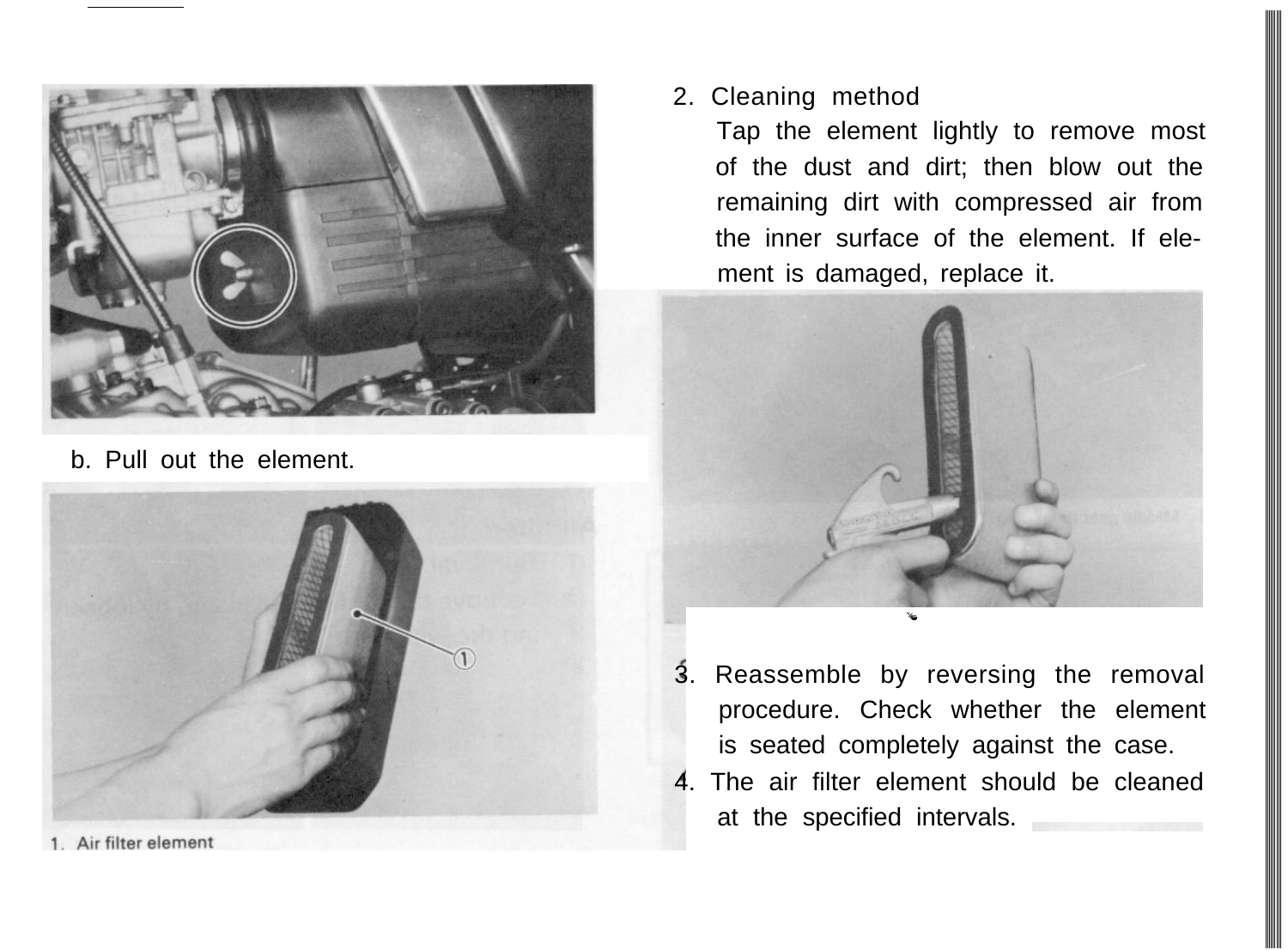b. Pull out the element.

1. Air filter element

2. Cleaning method

   Tap the element lightly to remove most of the dust and dirt; then blow out the remaining dirt with compressed air from the inner surface of the element. If element is damaged, replace it.

3. Reassemble by reversing the removal procedure. Check whether the element is seated completely against the case.
4. The air filter element should be cleaned at the specified intervals.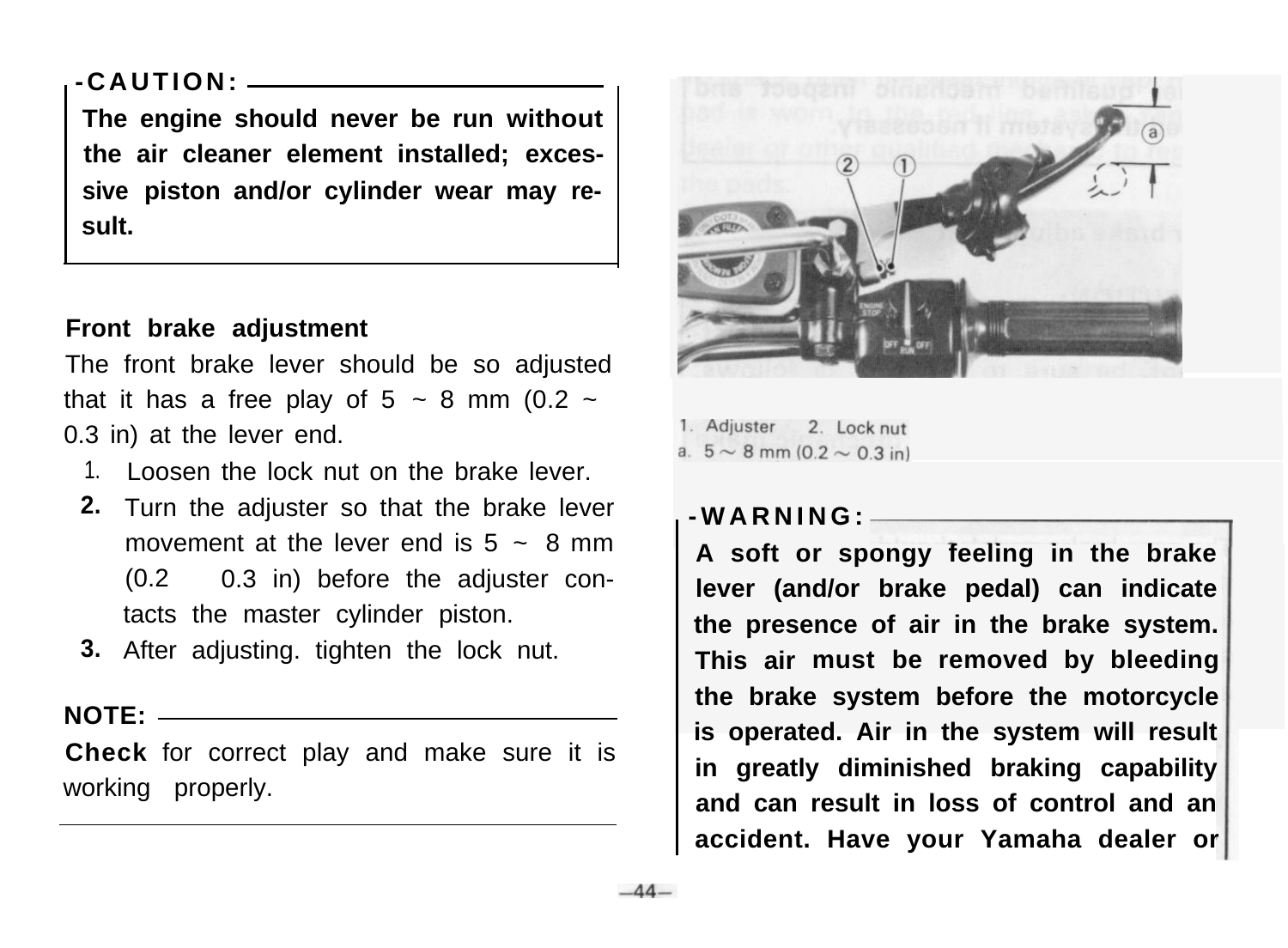**CAUTION:**

**The engine should never be run without the air cleaner element installed; excessive piston and/or cylinder wear may result.**

**Front brake adjustment**

The front brake lever should be so adjusted that it has a free play of 5 ~ 8 mm (0.2 ~ 0.3 in) at the lever end.

1. Loosen the lock nut on the brake lever.
2. Turn the adjuster so that the brake lever movement at the lever end is 5 ~ 8 mm (0.2  0.3 in) before the adjuster contacts the master cylinder piston.
3. After adjusting. tighten the lock nut.

**NOTE:**

**Check** for correct play and make sure it is working properly.

1. Adjuster  2. Lock nut
a. 5 ~ 8 mm (0.2 ~ 0.3 in)

**WARNING:**

**A soft or spongy feeling in the brake lever (and/or brake pedal) can indicate the presence of air in the brake system. This air must be removed by bleeding the brake system before the motorcycle is operated. Air in the system will result in greatly diminished braking capability and can result in loss of control and an accident. Have your Yamaha dealer or**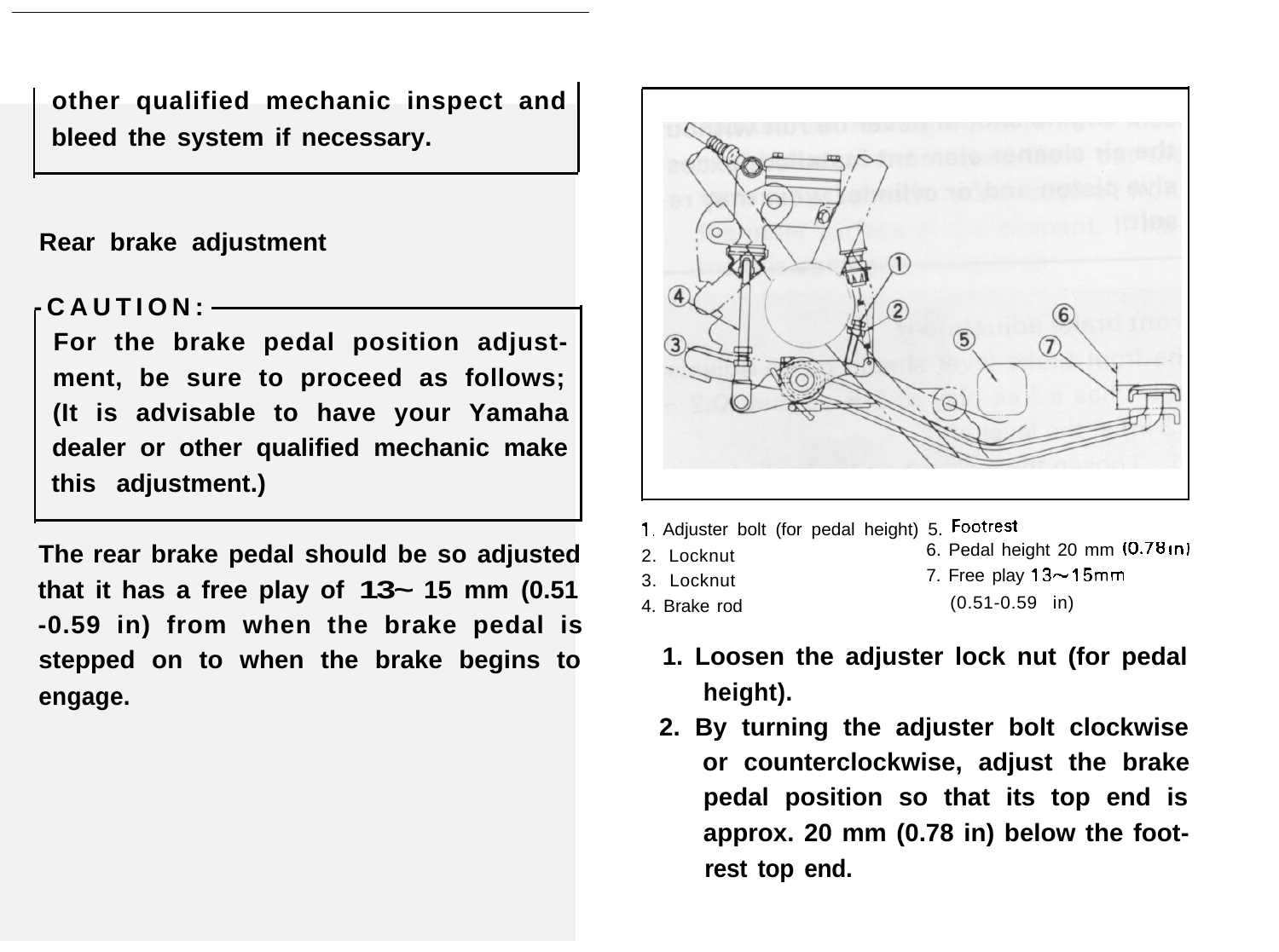other qualified mechanic inspect and bleed the system if necessary.

## Rear brake adjustment

**CAUTION:**

**For the brake pedal position adjustment, be sure to proceed as follows; (It is advisable to have your Yamaha dealer or other qualified mechanic make this adjustment.)**

**The rear brake pedal should be so adjusted that it has a free play of 13~ 15 mm (0.51 -0.59 in) from when the brake pedal is stepped on to when the brake begins to engage.**

1. Adjuster bolt (for pedal height)
2. Locknut
3. Locknut
4. Brake rod
5. Footrest
6. Pedal height 20 mm (0.78 in)
7. Free play 13~15mm (0.51-0.59 in)

1. **Loosen the adjuster lock nut (for pedal height).**
2. **By turning the adjuster bolt clockwise or counterclockwise, adjust the brake pedal position so that its top end is approx. 20 mm (0.78 in) below the footrest top end.**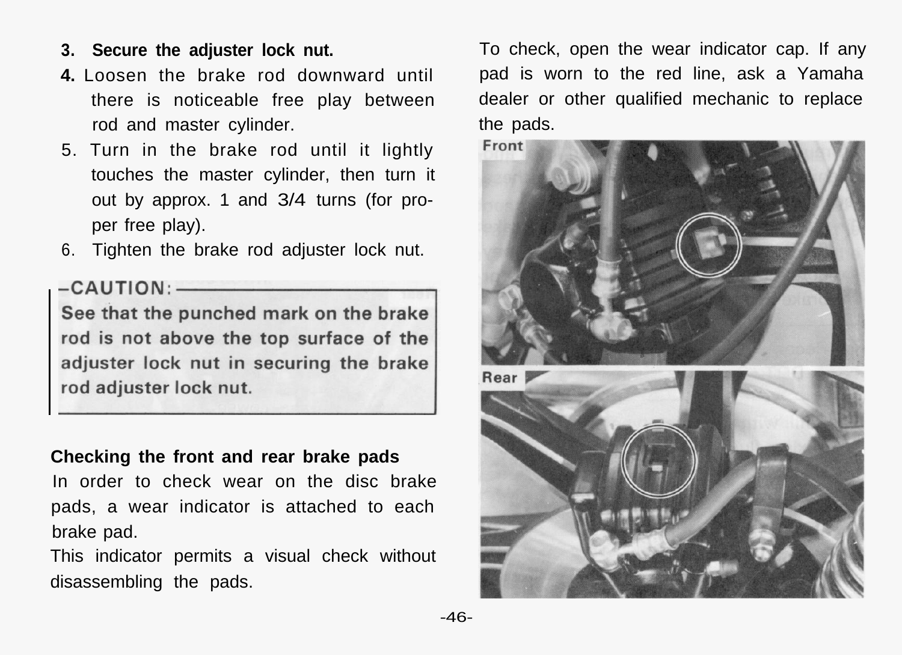3. **Secure the adjuster lock nut.**
4. Loosen the brake rod downward until there is noticeable free play between rod and master cylinder.
5. Turn in the brake rod until it lightly touches the master cylinder, then turn it out by approx. 1 and 3/4 turns (for proper free play).
6. Tighten the brake rod adjuster lock nut.

**CAUTION:**

**See that the punched mark on the brake rod is not above the top surface of the adjuster lock nut in securing the brake rod adjuster lock nut.**

**Checking the front and rear brake pads**

In order to check wear on the disc brake pads, a wear indicator is attached to each brake pad.

This indicator permits a visual check without disassembling the pads.

To check, open the wear indicator cap. If any pad is worn to the red line, ask a Yamaha dealer or other qualified mechanic to replace the pads.

Front

Rear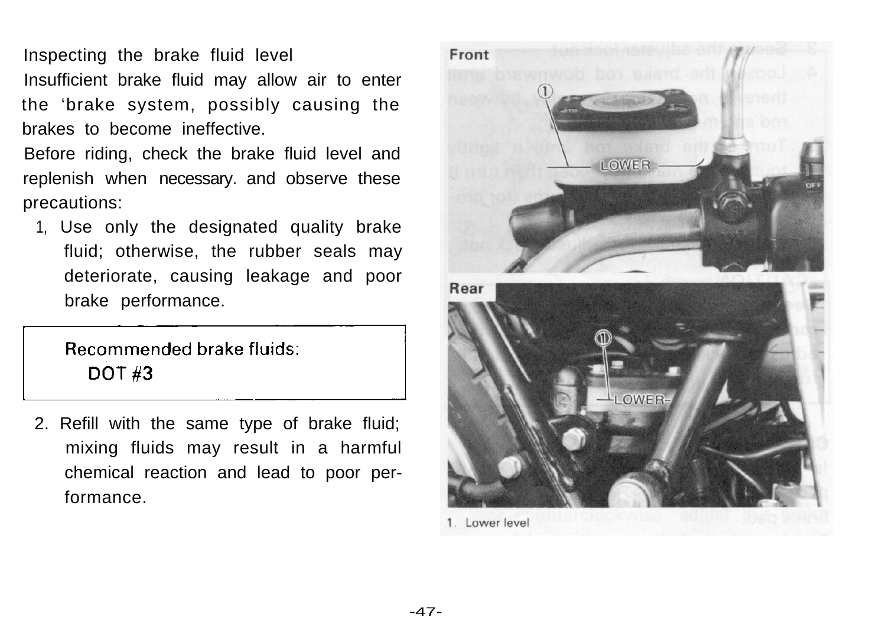## Inspecting the brake fluid level

Insufficient brake fluid may allow air to enter the 'brake system, possibly causing the brakes to become ineffective.

Before riding, check the brake fluid level and replenish when necessary. and observe these precautions:

1. Use only the designated quality brake fluid; otherwise, the rubber seals may deteriorate, causing leakage and poor brake performance.

> Recommended brake fluids:
> DOT #3

2. Refill with the same type of brake fluid; mixing fluids may result in a harmful chemical reaction and lead to poor performance.

Front

LOWER

Rear

LOWER

1. Lower level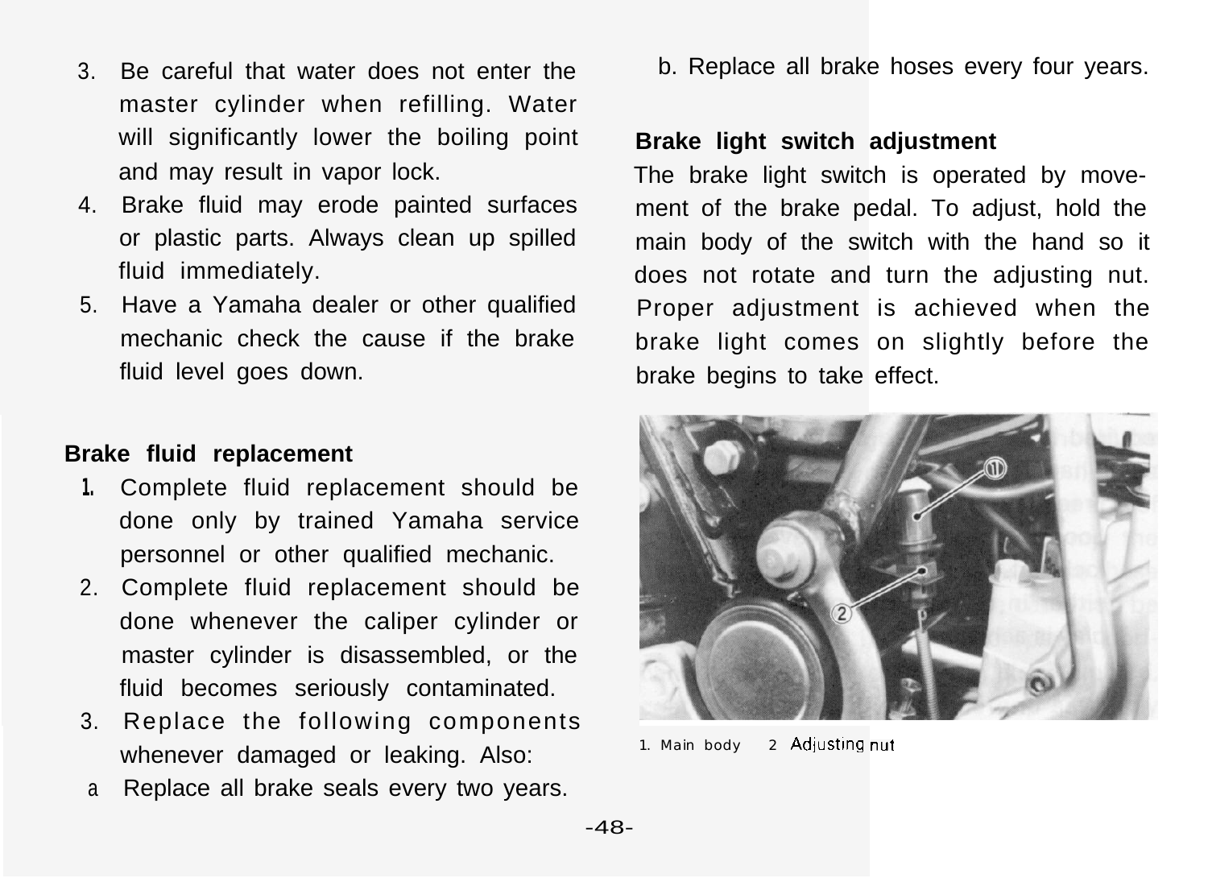3. Be careful that water does not enter the master cylinder when refilling. Water will significantly lower the boiling point and may result in vapor lock.
4. Brake fluid may erode painted surfaces or plastic parts. Always clean up spilled fluid immediately.
5. Have a Yamaha dealer or other qualified mechanic check the cause if the brake fluid level goes down.

**Brake fluid replacement**

1. Complete fluid replacement should be done only by trained Yamaha service personnel or other qualified mechanic.
2. Complete fluid replacement should be done whenever the caliper cylinder or master cylinder is disassembled, or the fluid becomes seriously contaminated.
3. Replace the following components whenever damaged or leaking. Also:
   a Replace all brake seals every two years.
   b. Replace all brake hoses every four years.

**Brake light switch adjustment**

The brake light switch is operated by movement of the brake pedal. To adjust, hold the main body of the switch with the hand so it does not rotate and turn the adjusting nut. Proper adjustment is achieved when the brake light comes on slightly before the brake begins to take effect.

1. Main body 2 Adjusting nut